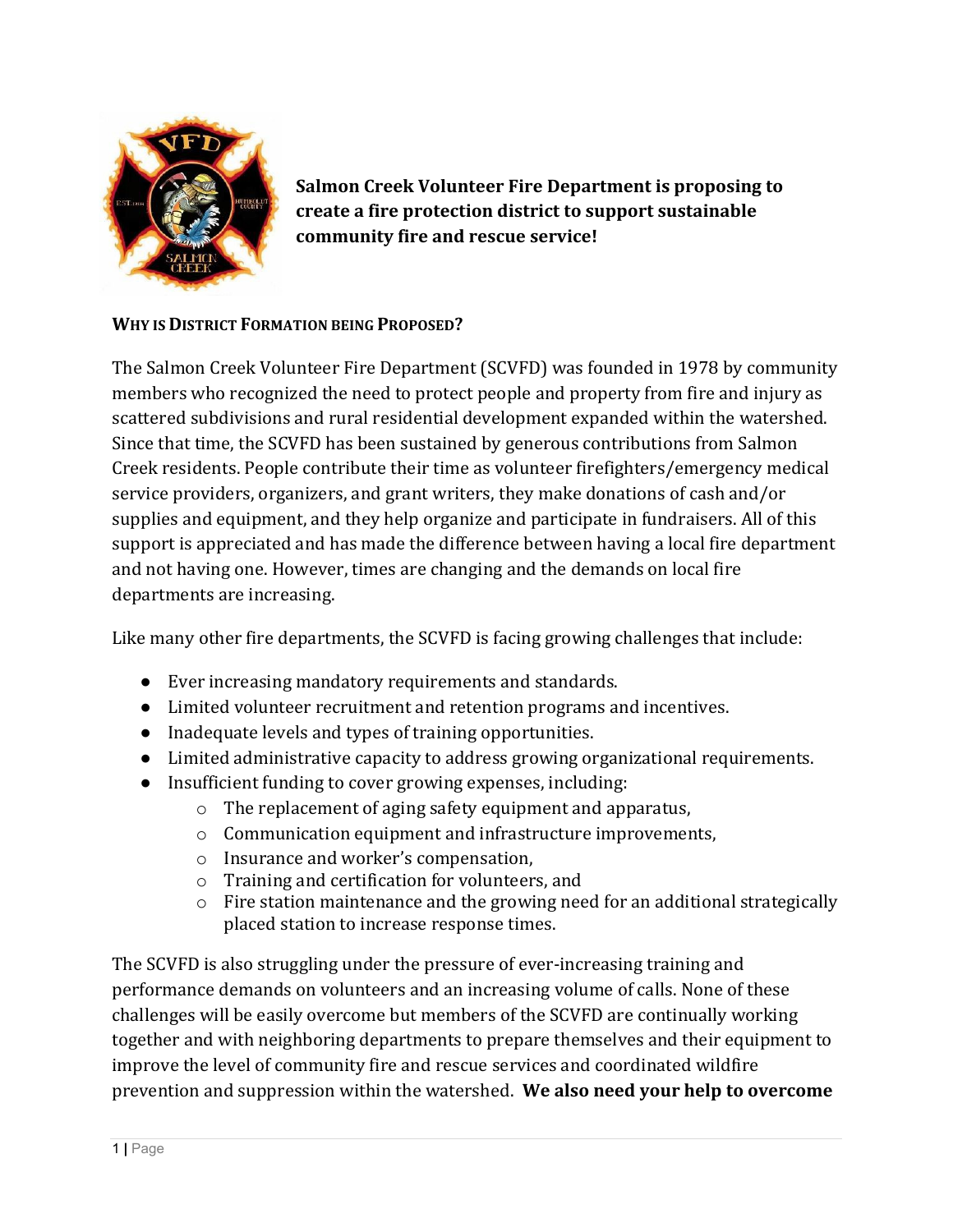**Salmon Creek Volunteer Fire Department is proposing to create a fire protection district to support sustainable community fire and rescue service!**

## WHY IS DISTRICT FORMATION BEING PROPOSED?

The Salmon Creek Volunteer Fire Department (SCVFD) was founded in 1978 by community members who recognized the need to protect people and property from fire and injury as scattered subdivisions and rural residential development expanded within the watershed. Since that time, the SCVFD has been sustained by generous contributions from Salmon Creek residents. People contribute their time as volunteer firefighters/emergency medical service providers, organizers, and grant writers, they make donations of cash and/or supplies and equipment, and they help organize and participate in fundraisers. All of this support is appreciated and has made the difference between having a local fire department and not having one. However, times are changing and the demands on local fire departments are increasing.

Like many other fire departments, the SCVFD is facing growing challenges that include:

- Ever increasing mandatory requirements and standards.
- Limited volunteer recruitment and retention programs and incentives.
- Inadequate levels and types of training opportunities.
- Limited administrative capacity to address growing organizational requirements.
- Insufficient funding to cover growing expenses, including:
  - The replacement of aging safety equipment and apparatus,
  - Communication equipment and infrastructure improvements,
  - Insurance and worker's compensation,
  - Training and certification for volunteers, and
  - Fire station maintenance and the growing need for an additional strategically placed station to increase response times.

The SCVFD is also struggling under the pressure of ever-increasing training and performance demands on volunteers and an increasing volume of calls. None of these challenges will be easily overcome but members of the SCVFD are continually working together and with neighboring departments to prepare themselves and their equipment to improve the level of community fire and rescue services and coordinated wildfire prevention and suppression within the watershed. **We also need your help to overcome**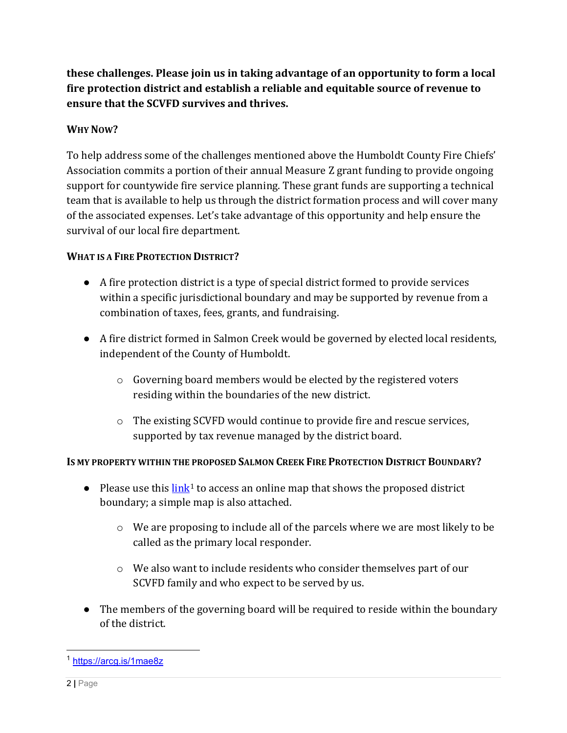**these challenges. Please join us in taking advantage of an opportunity to form a local fire protection district and establish a reliable and equitable source of revenue to ensure that the SCVFD survives and thrives.**

### WHY NOW?

To help address some of the challenges mentioned above the Humboldt County Fire Chiefs' Association commits a portion of their annual Measure Z grant funding to provide ongoing support for countywide fire service planning. These grant funds are supporting a technical team that is available to help us through the district formation process and will cover many of the associated expenses. Let's take advantage of this opportunity and help ensure the survival of our local fire department.

### WHAT IS A FIRE PROTECTION DISTRICT?

- A fire protection district is a type of special district formed to provide services within a specific jurisdictional boundary and may be supported by revenue from a combination of taxes, fees, grants, and fundraising.
- A fire district formed in Salmon Creek would be governed by elected local residents, independent of the County of Humboldt.
  - Governing board members would be elected by the registered voters residing within the boundaries of the new district.
  - The existing SCVFD would continue to provide fire and rescue services, supported by tax revenue managed by the district board.

### IS MY PROPERTY WITHIN THE PROPOSED SALMON CREEK FIRE PROTECTION DISTRICT BOUNDARY?

- Please use this link[1] to access an online map that shows the proposed district boundary; a simple map is also attached.
  - We are proposing to include all of the parcels where we are most likely to be called as the primary local responder.
  - We also want to include residents who consider themselves part of our SCVFD family and who expect to be served by us.
- The members of the governing board will be required to reside within the boundary of the district.

[1] https://arcg.is/1mae8z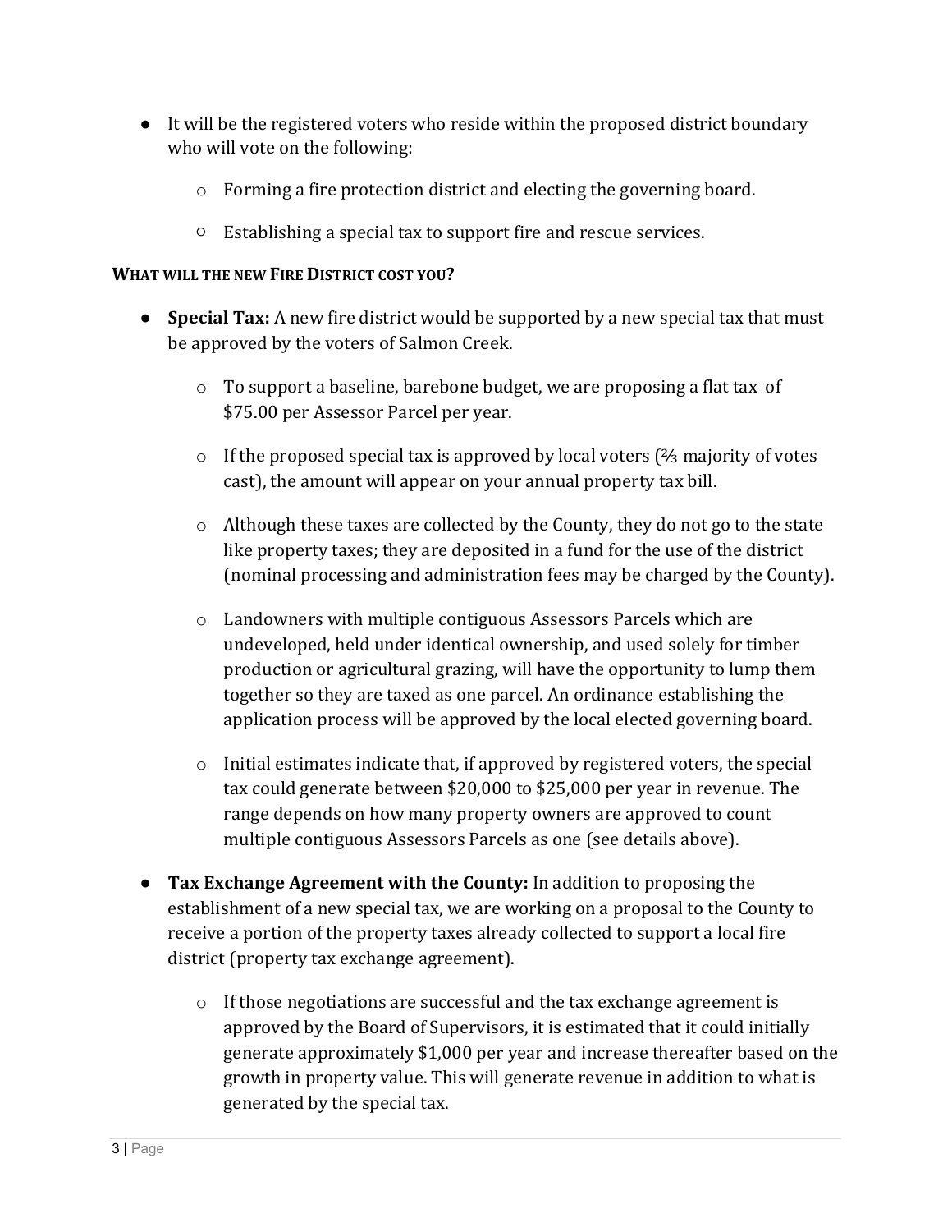- It will be the registered voters who reside within the proposed district boundary who will vote on the following:
  - Forming a fire protection district and electing the governing board.
  - Establishing a special tax to support fire and rescue services.

**WHAT WILL THE NEW FIRE DISTRICT COST YOU?**

- **Special Tax:** A new fire district would be supported by a new special tax that must be approved by the voters of Salmon Creek.
  - To support a baseline, barebone budget, we are proposing a flat tax of $75.00 per Assessor Parcel per year.
  - If the proposed special tax is approved by local voters (⅔ majority of votes cast), the amount will appear on your annual property tax bill.
  - Although these taxes are collected by the County, they do not go to the state like property taxes; they are deposited in a fund for the use of the district (nominal processing and administration fees may be charged by the County).
  - Landowners with multiple contiguous Assessors Parcels which are undeveloped, held under identical ownership, and used solely for timber production or agricultural grazing, will have the opportunity to lump them together so they are taxed as one parcel. An ordinance establishing the application process will be approved by the local elected governing board.
  - Initial estimates indicate that, if approved by registered voters, the special tax could generate between $20,000 to $25,000 per year in revenue. The range depends on how many property owners are approved to count multiple contiguous Assessors Parcels as one (see details above).
- **Tax Exchange Agreement with the County:** In addition to proposing the establishment of a new special tax, we are working on a proposal to the County to receive a portion of the property taxes already collected to support a local fire district (property tax exchange agreement).
  - If those negotiations are successful and the tax exchange agreement is approved by the Board of Supervisors, it is estimated that it could initially generate approximately $1,000 per year and increase thereafter based on the growth in property value. This will generate revenue in addition to what is generated by the special tax.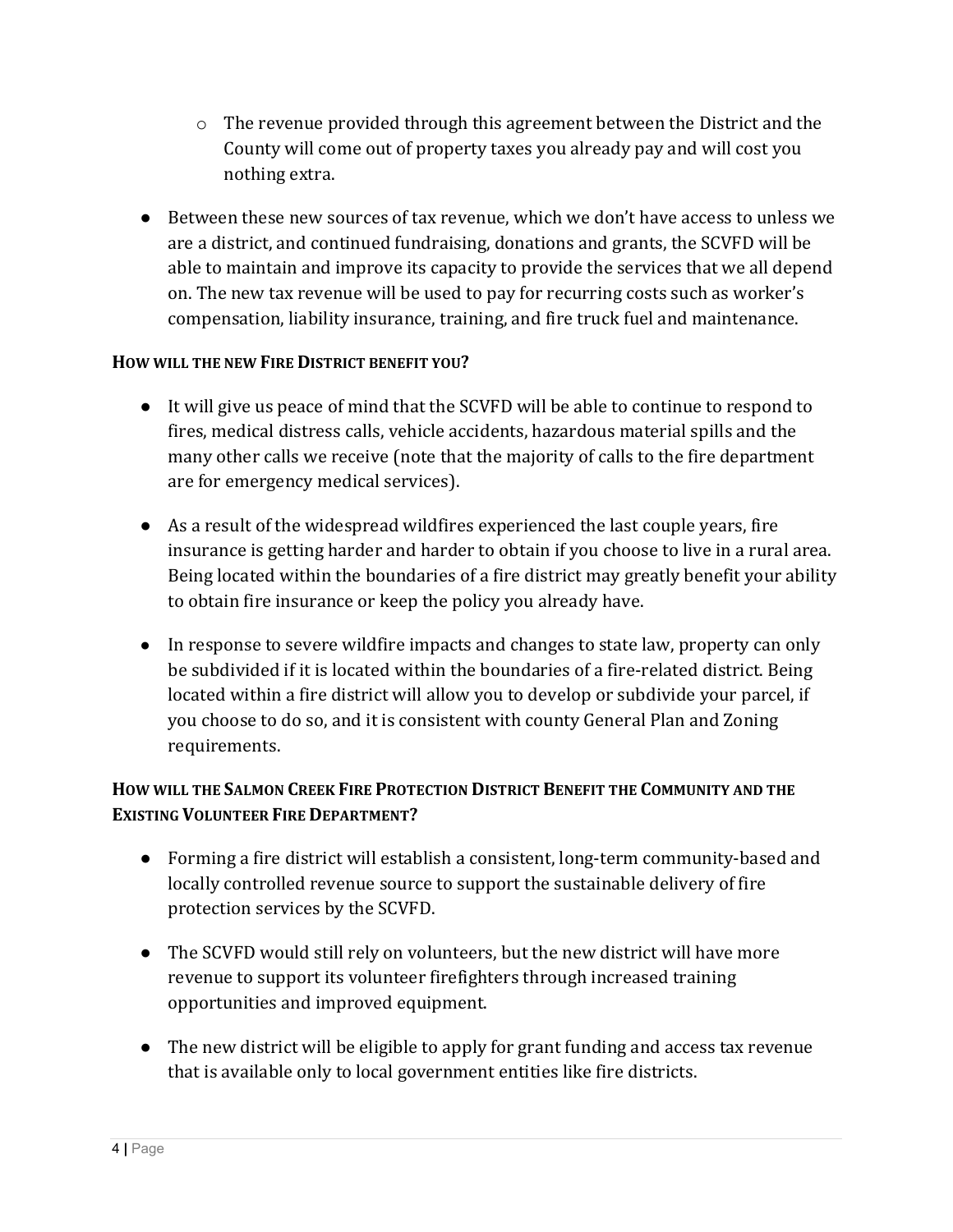- The revenue provided through this agreement between the District and the County will come out of property taxes you already pay and will cost you nothing extra.

- Between these new sources of tax revenue, which we don't have access to unless we are a district, and continued fundraising, donations and grants, the SCVFD will be able to maintain and improve its capacity to provide the services that we all depend on. The new tax revenue will be used to pay for recurring costs such as worker's compensation, liability insurance, training, and fire truck fuel and maintenance.

### How will the new Fire District benefit you?

- It will give us peace of mind that the SCVFD will be able to continue to respond to fires, medical distress calls, vehicle accidents, hazardous material spills and the many other calls we receive (note that the majority of calls to the fire department are for emergency medical services).

- As a result of the widespread wildfires experienced the last couple years, fire insurance is getting harder and harder to obtain if you choose to live in a rural area. Being located within the boundaries of a fire district may greatly benefit your ability to obtain fire insurance or keep the policy you already have.

- In response to severe wildfire impacts and changes to state law, property can only be subdivided if it is located within the boundaries of a fire-related district. Being located within a fire district will allow you to develop or subdivide your parcel, if you choose to do so, and it is consistent with county General Plan and Zoning requirements.

### How will the Salmon Creek Fire Protection District Benefit the Community and the Existing Volunteer Fire Department?

- Forming a fire district will establish a consistent, long-term community-based and locally controlled revenue source to support the sustainable delivery of fire protection services by the SCVFD.

- The SCVFD would still rely on volunteers, but the new district will have more revenue to support its volunteer firefighters through increased training opportunities and improved equipment.

- The new district will be eligible to apply for grant funding and access tax revenue that is available only to local government entities like fire districts.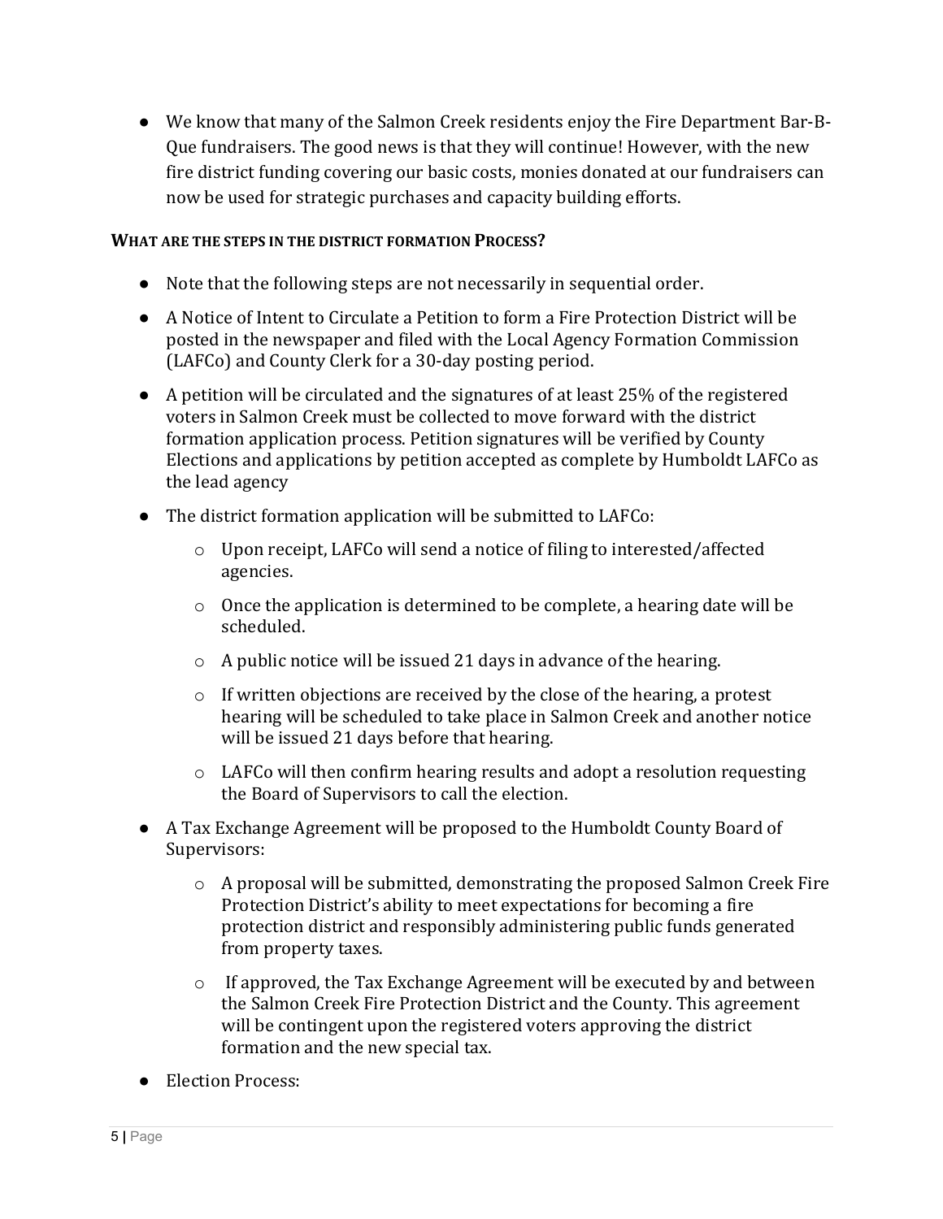- We know that many of the Salmon Creek residents enjoy the Fire Department Bar-B-Que fundraisers. The good news is that they will continue! However, with the new fire district funding covering our basic costs, monies donated at our fundraisers can now be used for strategic purchases and capacity building efforts.

**WHAT ARE THE STEPS IN THE DISTRICT FORMATION PROCESS?**

- Note that the following steps are not necessarily in sequential order.
- A Notice of Intent to Circulate a Petition to form a Fire Protection District will be posted in the newspaper and filed with the Local Agency Formation Commission (LAFCo) and County Clerk for a 30-day posting period.
- A petition will be circulated and the signatures of at least 25% of the registered voters in Salmon Creek must be collected to move forward with the district formation application process. Petition signatures will be verified by County Elections and applications by petition accepted as complete by Humboldt LAFCo as the lead agency
- The district formation application will be submitted to LAFCo:
  - Upon receipt, LAFCo will send a notice of filing to interested/affected agencies.
  - Once the application is determined to be complete, a hearing date will be scheduled.
  - A public notice will be issued 21 days in advance of the hearing.
  - If written objections are received by the close of the hearing, a protest hearing will be scheduled to take place in Salmon Creek and another notice will be issued 21 days before that hearing.
  - LAFCo will then confirm hearing results and adopt a resolution requesting the Board of Supervisors to call the election.
- A Tax Exchange Agreement will be proposed to the Humboldt County Board of Supervisors:
  - A proposal will be submitted, demonstrating the proposed Salmon Creek Fire Protection District's ability to meet expectations for becoming a fire protection district and responsibly administering public funds generated from property taxes.
  - If approved, the Tax Exchange Agreement will be executed by and between the Salmon Creek Fire Protection District and the County. This agreement will be contingent upon the registered voters approving the district formation and the new special tax.
- Election Process: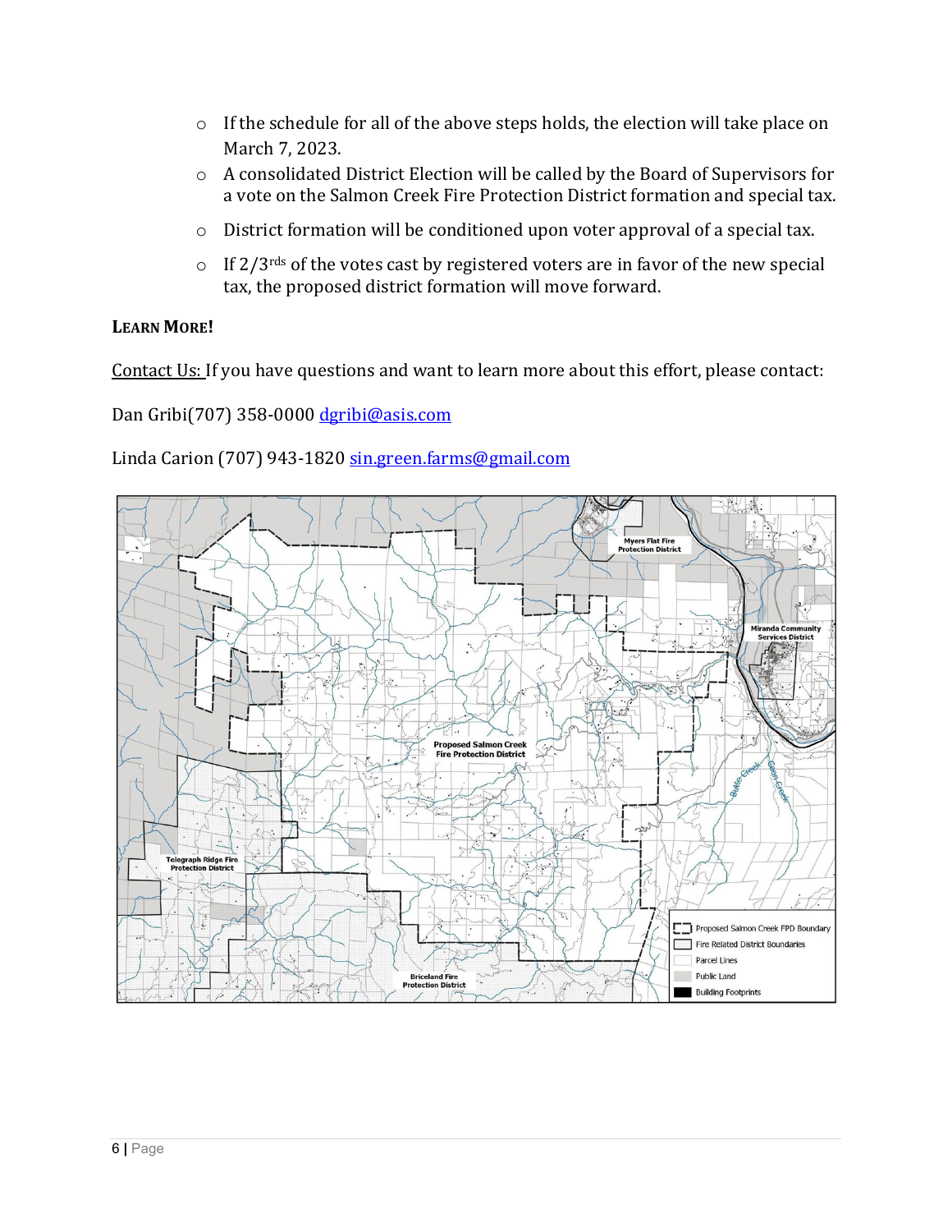- If the schedule for all of the above steps holds, the election will take place on March 7, 2023.
- A consolidated District Election will be called by the Board of Supervisors for a vote on the Salmon Creek Fire Protection District formation and special tax.
- District formation will be conditioned upon voter approval of a special tax.
- If 2/3rds of the votes cast by registered voters are in favor of the new special tax, the proposed district formation will move forward.

**LEARN MORE!**

Contact Us: If you have questions and want to learn more about this effort, please contact:

Dan Gribi(707) 358-0000 dgribi@asis.com

Linda Carion (707) 943-1820 sin.green.farms@gmail.com

Myers Flat Fire Protection District

Miranda Community Services District

Proposed Salmon Creek Fire Protection District

Butte Creek

Salmon Creek

Telegraph Ridge Fire Protection District

Briceland Fire Protection District

Proposed Salmon Creek FPD Boundary

Fire Related District Boundaries

Parcel Lines

Public Land

Building Footprints